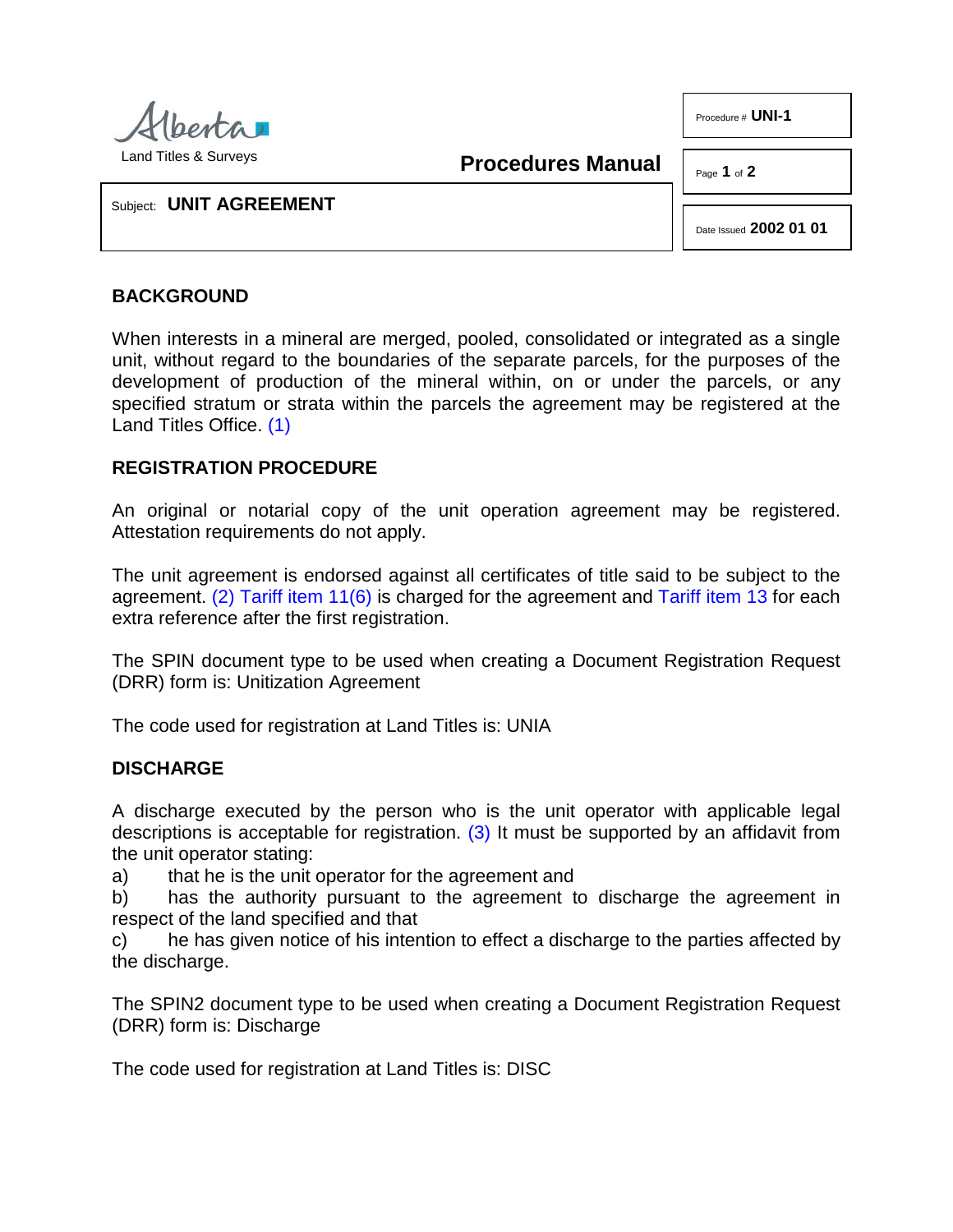Alberta Land Titles & Surveys

**Procedures Manual**

Procedure # **UNI-1**

Date Issued **2002 01 01**

Subject: **UNIT AGREEMENT**

## BACKGROUND

When interests in a mineral are merged, pooled, consolidated or integrated as a single unit, without regard to the boundaries of the separate parcels, for the purposes of the development of production of the mineral within, on or under the parcels, or any specified stratum or strata within the parcels the agreement may be registered at the Land Titles Office. (1)

## REGISTRATION PROCEDURE

An original or notarial copy of the unit operation agreement may be registered. Attestation requirements do not apply.

The unit agreement is endorsed against all certificates of title said to be subject to the agreement. (2) Tariff item 11(6) is charged for the agreement and Tariff item 13 for each extra reference after the first registration.

The SPIN document type to be used when creating a Document Registration Request (DRR) form is: Unitization Agreement

The code used for registration at Land Titles is: UNIA

## DISCHARGE

A discharge executed by the person who is the unit operator with applicable legal descriptions is acceptable for registration. (3) It must be supported by an affidavit from the unit operator stating:

a) that he is the unit operator for the agreement and

b) has the authority pursuant to the agreement to discharge the agreement in respect of the land specified and that

c) he has given notice of his intention to effect a discharge to the parties affected by the discharge.

The SPIN2 document type to be used when creating a Document Registration Request (DRR) form is: Discharge

The code used for registration at Land Titles is: DISC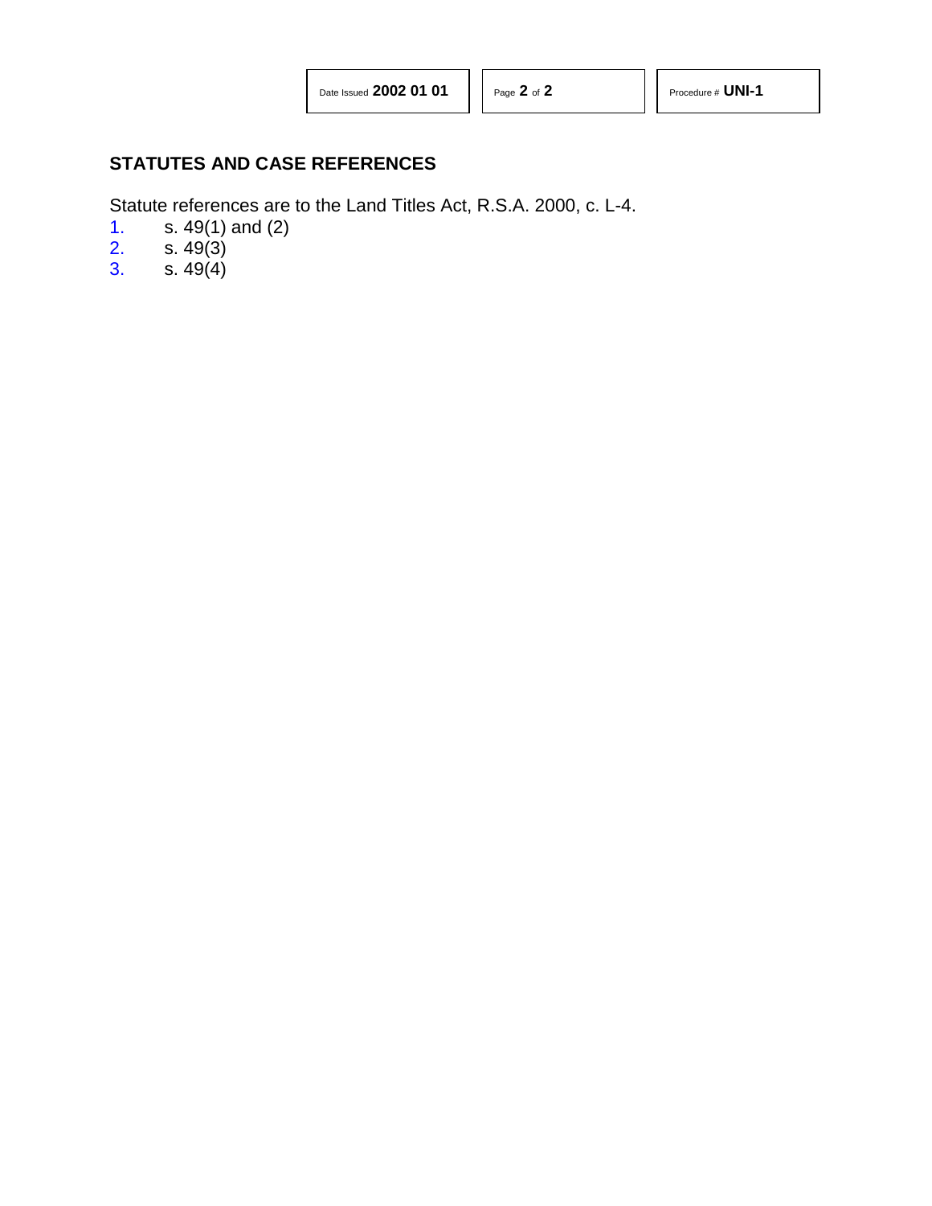## STATUTES AND CASE REFERENCES

Statute references are to the Land Titles Act, R.S.A. 2000, c. L-4.

1. s. 49(1) and (2)
2. s. 49(3)
3. s. 49(4)